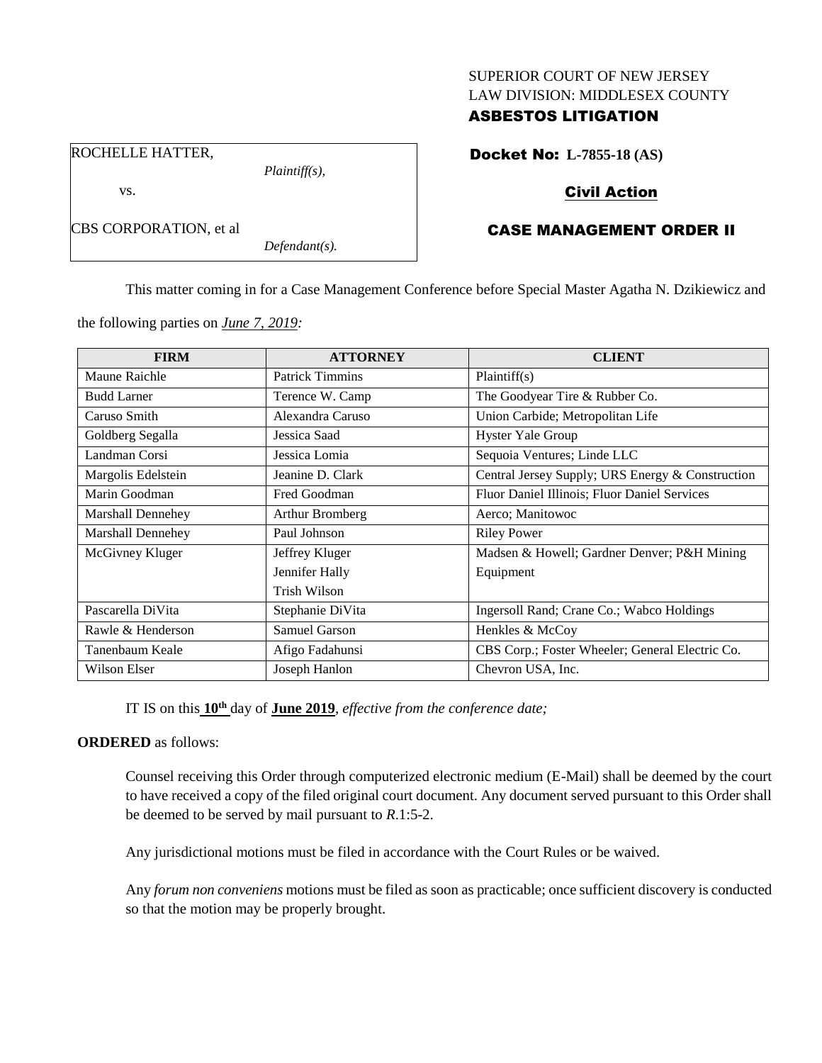SUPERIOR COURT OF NEW JERSEY
LAW DIVISION: MIDDLESEX COUNTY
**ASBESTOS LITIGATION**

ROCHELLE HATTER,
*Plaintiff(s),*

vs.

CBS CORPORATION, et al
*Defendant(s).*

**Docket No: L-7855-18 (AS)**

**Civil Action**

**CASE MANAGEMENT ORDER II**

This matter coming in for a Case Management Conference before Special Master Agatha N. Dzikiewicz and the following parties on *June 7, 2019:*

| FIRM | ATTORNEY | CLIENT |
|---|---|---|
| Maune Raichle | Patrick Timmins | Plaintiff(s) |
| Budd Larner | Terence W. Camp | The Goodyear Tire & Rubber Co. |
| Caruso Smith | Alexandra Caruso | Union Carbide; Metropolitan Life |
| Goldberg Segalla | Jessica Saad | Hyster Yale Group |
| Landman Corsi | Jessica Lomia | Sequoia Ventures; Linde LLC |
| Margolis Edelstein | Jeanine D. Clark | Central Jersey Supply; URS Energy & Construction |
| Marin Goodman | Fred Goodman | Fluor Daniel Illinois; Fluor Daniel Services |
| Marshall Dennehey | Arthur Bromberg | Aerco; Manitowoc |
| Marshall Dennehey | Paul Johnson | Riley Power |
| McGivney Kluger | Jeffrey Kluger<br>Jennifer Hally<br>Trish Wilson | Madsen & Howell; Gardner Denver; P&H Mining Equipment |
| Pascarella DiVita | Stephanie DiVita | Ingersoll Rand; Crane Co.; Wabco Holdings |
| Rawle & Henderson | Samuel Garson | Henkles & McCoy |
| Tanenbaum Keale | Afigo Fadahunsi | CBS Corp.; Foster Wheeler; General Electric Co. |
| Wilson Elser | Joseph Hanlon | Chevron USA, Inc. |

IT IS on this **10th** day of **June 2019**, *effective from the conference date;*

**ORDERED** as follows:

Counsel receiving this Order through computerized electronic medium (E-Mail) shall be deemed by the court to have received a copy of the filed original court document. Any document served pursuant to this Order shall be deemed to be served by mail pursuant to *R*.1:5-2.

Any jurisdictional motions must be filed in accordance with the Court Rules or be waived.

Any *forum non conveniens* motions must be filed as soon as practicable; once sufficient discovery is conducted so that the motion may be properly brought.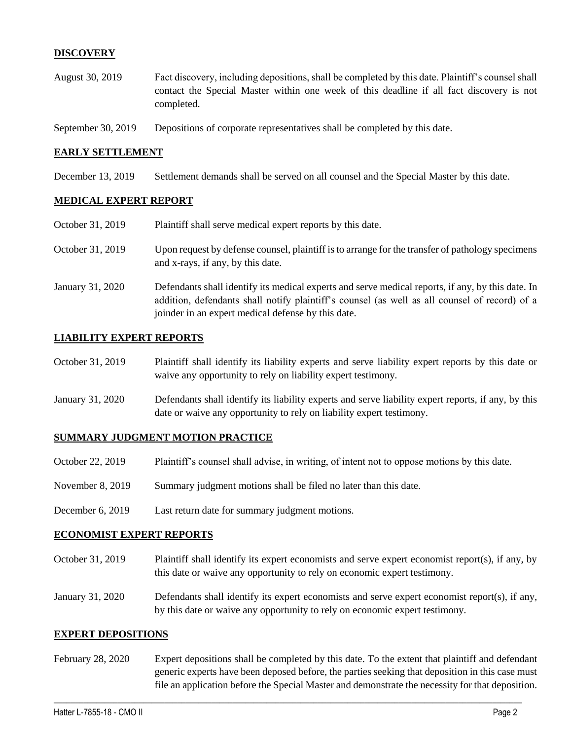## DISCOVERY

| | |
|---|---|
| August 30, 2019 | Fact discovery, including depositions, shall be completed by this date. Plaintiff's counsel shall contact the Special Master within one week of this deadline if all fact discovery is not completed. |
| September 30, 2019 | Depositions of corporate representatives shall be completed by this date. |

## EARLY SETTLEMENT

| | |
|---|---|
| December 13, 2019 | Settlement demands shall be served on all counsel and the Special Master by this date. |

## MEDICAL EXPERT REPORT

| | |
|---|---|
| October 31, 2019 | Plaintiff shall serve medical expert reports by this date. |
| October 31, 2019 | Upon request by defense counsel, plaintiff is to arrange for the transfer of pathology specimens and x-rays, if any, by this date. |
| January 31, 2020 | Defendants shall identify its medical experts and serve medical reports, if any, by this date. In addition, defendants shall notify plaintiff's counsel (as well as all counsel of record) of a joinder in an expert medical defense by this date. |

## LIABILITY EXPERT REPORTS

| | |
|---|---|
| October 31, 2019 | Plaintiff shall identify its liability experts and serve liability expert reports by this date or waive any opportunity to rely on liability expert testimony. |
| January 31, 2020 | Defendants shall identify its liability experts and serve liability expert reports, if any, by this date or waive any opportunity to rely on liability expert testimony. |

## SUMMARY JUDGMENT MOTION PRACTICE

| | |
|---|---|
| October 22, 2019 | Plaintiff's counsel shall advise, in writing, of intent not to oppose motions by this date. |
| November 8, 2019 | Summary judgment motions shall be filed no later than this date. |
| December 6, 2019 | Last return date for summary judgment motions. |

## ECONOMIST EXPERT REPORTS

| | |
|---|---|
| October 31, 2019 | Plaintiff shall identify its expert economists and serve expert economist report(s), if any, by this date or waive any opportunity to rely on economic expert testimony. |
| January 31, 2020 | Defendants shall identify its expert economists and serve expert economist report(s), if any, by this date or waive any opportunity to rely on economic expert testimony. |

## EXPERT DEPOSITIONS

| | |
|---|---|
| February 28, 2020 | Expert depositions shall be completed by this date. To the extent that plaintiff and defendant generic experts have been deposed before, the parties seeking that deposition in this case must file an application before the Special Master and demonstrate the necessity for that deposition. |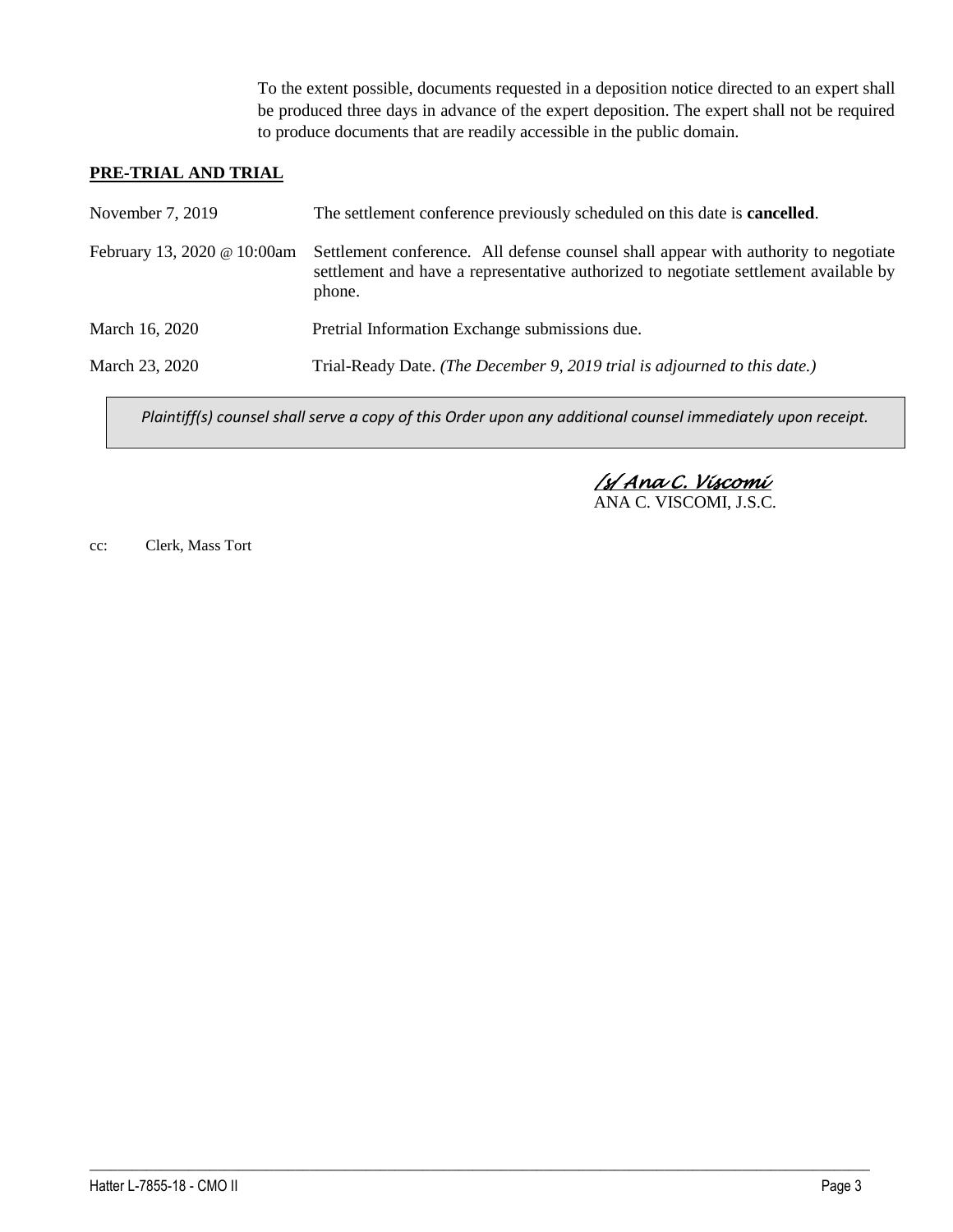To the extent possible, documents requested in a deposition notice directed to an expert shall be produced three days in advance of the expert deposition. The expert shall not be required to produce documents that are readily accessible in the public domain.

**PRE-TRIAL AND TRIAL**

| | |
|---|---|
| November 7, 2019 | The settlement conference previously scheduled on this date is **cancelled**. |
| February 13, 2020 @ 10:00am | Settlement conference. All defense counsel shall appear with authority to negotiate settlement and have a representative authorized to negotiate settlement available by phone. |
| March 16, 2020 | Pretrial Information Exchange submissions due. |
| March 23, 2020 | Trial-Ready Date. *(The December 9, 2019 trial is adjourned to this date.)* |

*Plaintiff(s) counsel shall serve a copy of this Order upon any additional counsel immediately upon receipt.*

*/s/ Ana C. Viscomi*
ANA C. VISCOMI, J.S.C.

cc: Clerk, Mass Tort